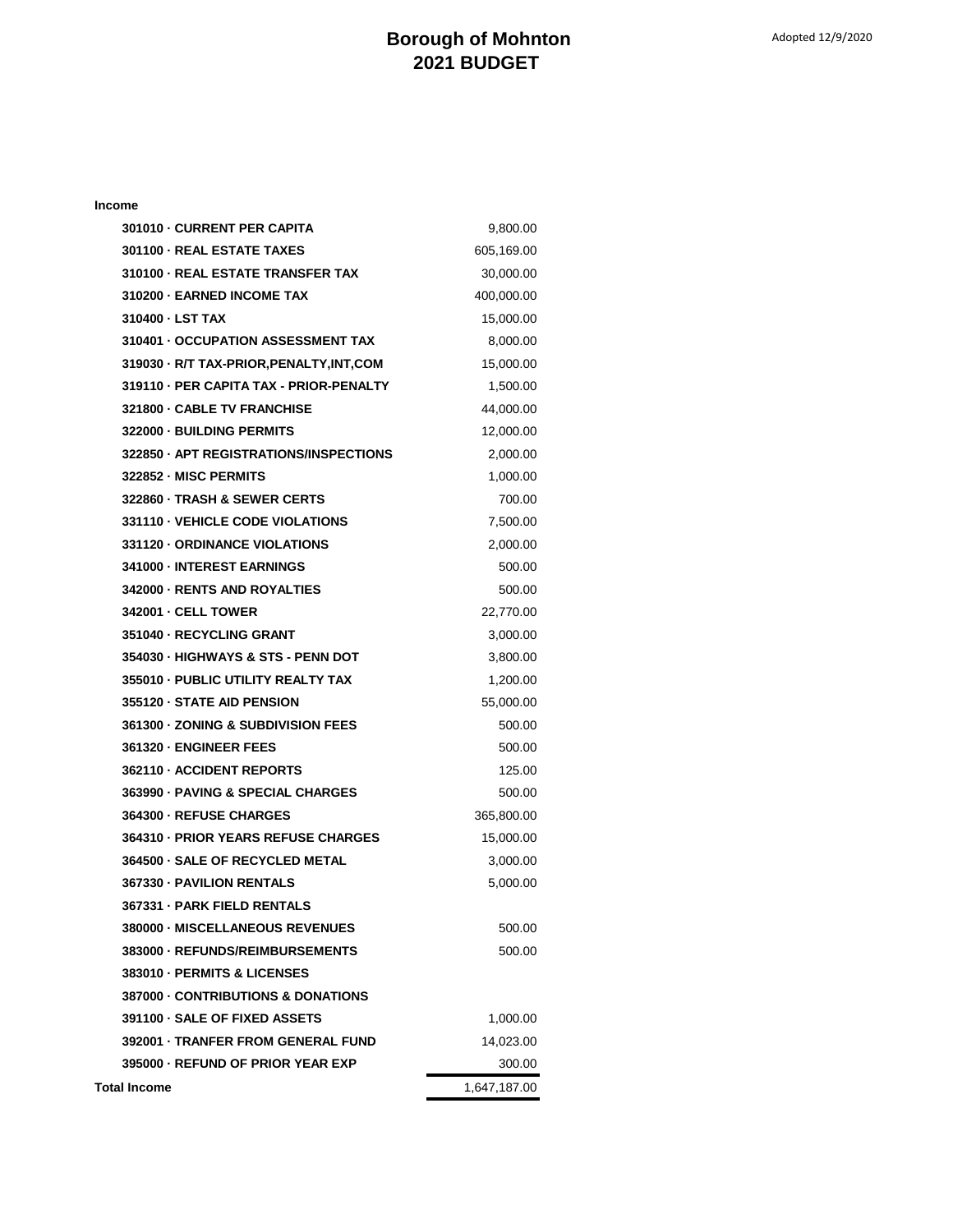# Borough of Mohnton
# 2021 BUDGET

Adopted 12/9/2020

**Income**

| Account | Amount |
|---|---|
| **301010 · CURRENT PER CAPITA** | 9,800.00 |
| **301100 · REAL ESTATE TAXES** | 605,169.00 |
| **310100 · REAL ESTATE TRANSFER TAX** | 30,000.00 |
| **310200 · EARNED INCOME TAX** | 400,000.00 |
| **310400 · LST TAX** | 15,000.00 |
| **310401 · OCCUPATION ASSESSMENT TAX** | 8,000.00 |
| **319030 · R/T TAX-PRIOR,PENALTY,INT,COM** | 15,000.00 |
| **319110 · PER CAPITA TAX - PRIOR-PENALTY** | 1,500.00 |
| **321800 · CABLE TV FRANCHISE** | 44,000.00 |
| **322000 · BUILDING PERMITS** | 12,000.00 |
| **322850 · APT REGISTRATIONS/INSPECTIONS** | 2,000.00 |
| **322852 · MISC PERMITS** | 1,000.00 |
| **322860 · TRASH & SEWER CERTS** | 700.00 |
| **331110 · VEHICLE CODE VIOLATIONS** | 7,500.00 |
| **331120 · ORDINANCE VIOLATIONS** | 2,000.00 |
| **341000 · INTEREST EARNINGS** | 500.00 |
| **342000 · RENTS AND ROYALTIES** | 500.00 |
| **342001 · CELL TOWER** | 22,770.00 |
| **351040 · RECYCLING GRANT** | 3,000.00 |
| **354030 · HIGHWAYS & STS - PENN DOT** | 3,800.00 |
| **355010 · PUBLIC UTILITY REALTY TAX** | 1,200.00 |
| **355120 · STATE AID PENSION** | 55,000.00 |
| **361300 · ZONING & SUBDIVISION FEES** | 500.00 |
| **361320 · ENGINEER FEES** | 500.00 |
| **362110 · ACCIDENT REPORTS** | 125.00 |
| **363990 · PAVING & SPECIAL CHARGES** | 500.00 |
| **364300 · REFUSE CHARGES** | 365,800.00 |
| **364310 · PRIOR YEARS REFUSE CHARGES** | 15,000.00 |
| **364500 · SALE OF RECYCLED METAL** | 3,000.00 |
| **367330 · PAVILION RENTALS** | 5,000.00 |
| **367331 · PARK FIELD RENTALS** | |
| **380000 · MISCELLANEOUS REVENUES** | 500.00 |
| **383000 · REFUNDS/REIMBURSEMENTS** | 500.00 |
| **383010 · PERMITS & LICENSES** | |
| **387000 · CONTRIBUTIONS & DONATIONS** | |
| **391100 · SALE OF FIXED ASSETS** | 1,000.00 |
| **392001 · TRANFER FROM GENERAL FUND** | 14,023.00 |
| **395000 · REFUND OF PRIOR YEAR EXP** | 300.00 |
| **Total Income** | 1,647,187.00 |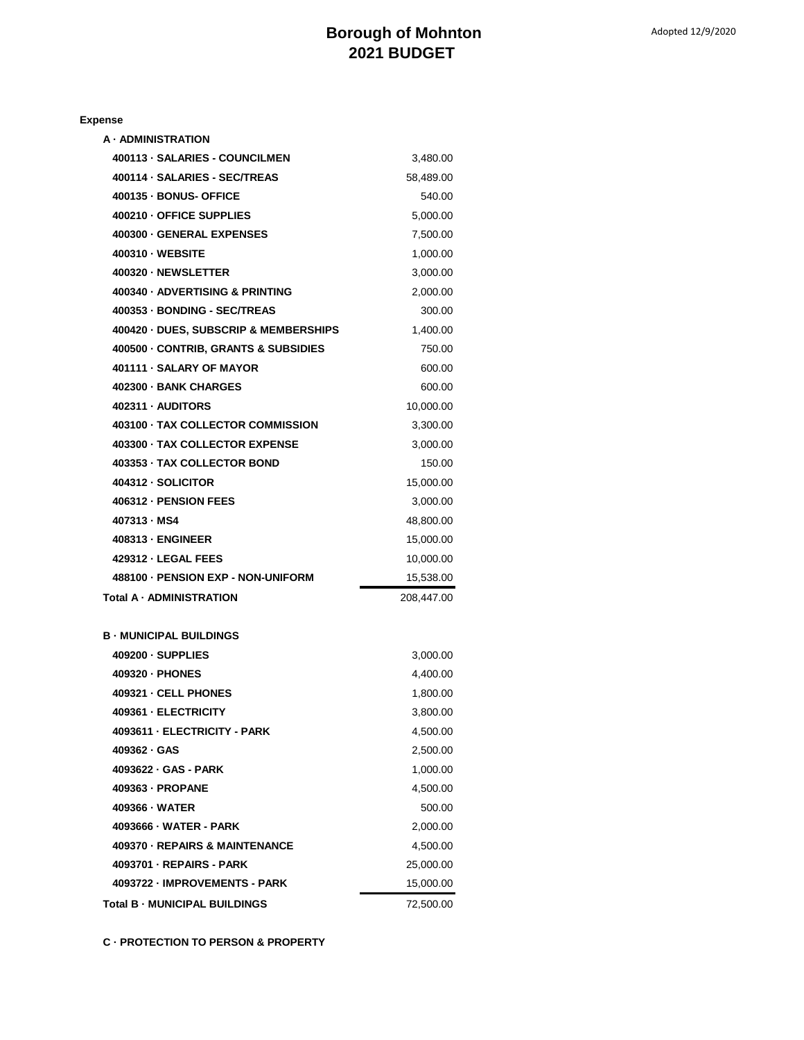# Borough of Mohnton
# 2021 BUDGET

Adopted 12/9/2020

**Expense**

| | |
|---|---|
| **A · ADMINISTRATION** | |
| **400113 · SALARIES - COUNCILMEN** | 3,480.00 |
| **400114 · SALARIES - SEC/TREAS** | 58,489.00 |
| **400135 · BONUS- OFFICE** | 540.00 |
| **400210 · OFFICE SUPPLIES** | 5,000.00 |
| **400300 · GENERAL EXPENSES** | 7,500.00 |
| **400310 · WEBSITE** | 1,000.00 |
| **400320 · NEWSLETTER** | 3,000.00 |
| **400340 · ADVERTISING & PRINTING** | 2,000.00 |
| **400353 · BONDING - SEC/TREAS** | 300.00 |
| **400420 · DUES, SUBSCRIP & MEMBERSHIPS** | 1,400.00 |
| **400500 · CONTRIB, GRANTS & SUBSIDIES** | 750.00 |
| **401111 · SALARY OF MAYOR** | 600.00 |
| **402300 · BANK CHARGES** | 600.00 |
| **402311 · AUDITORS** | 10,000.00 |
| **403100 · TAX COLLECTOR COMMISSION** | 3,300.00 |
| **403300 · TAX COLLECTOR EXPENSE** | 3,000.00 |
| **403353 · TAX COLLECTOR BOND** | 150.00 |
| **404312 · SOLICITOR** | 15,000.00 |
| **406312 · PENSION FEES** | 3,000.00 |
| **407313 · MS4** | 48,800.00 |
| **408313 · ENGINEER** | 15,000.00 |
| **429312 · LEGAL FEES** | 10,000.00 |
| **488100 · PENSION EXP - NON-UNIFORM** | 15,538.00 |
| **Total A · ADMINISTRATION** | 208,447.00 |
| | |
| **B · MUNICIPAL BUILDINGS** | |
| **409200 · SUPPLIES** | 3,000.00 |
| **409320 · PHONES** | 4,400.00 |
| **409321 · CELL PHONES** | 1,800.00 |
| **409361 · ELECTRICITY** | 3,800.00 |
| **4093611 · ELECTRICITY - PARK** | 4,500.00 |
| **409362 · GAS** | 2,500.00 |
| **4093622 · GAS - PARK** | 1,000.00 |
| **409363 · PROPANE** | 4,500.00 |
| **409366 · WATER** | 500.00 |
| **4093666 · WATER - PARK** | 2,000.00 |
| **409370 · REPAIRS & MAINTENANCE** | 4,500.00 |
| **4093701 · REPAIRS - PARK** | 25,000.00 |
| **4093722 · IMPROVEMENTS - PARK** | 15,000.00 |
| **Total B · MUNICIPAL BUILDINGS** | 72,500.00 |
| | |
| **C · PROTECTION TO PERSON & PROPERTY** | |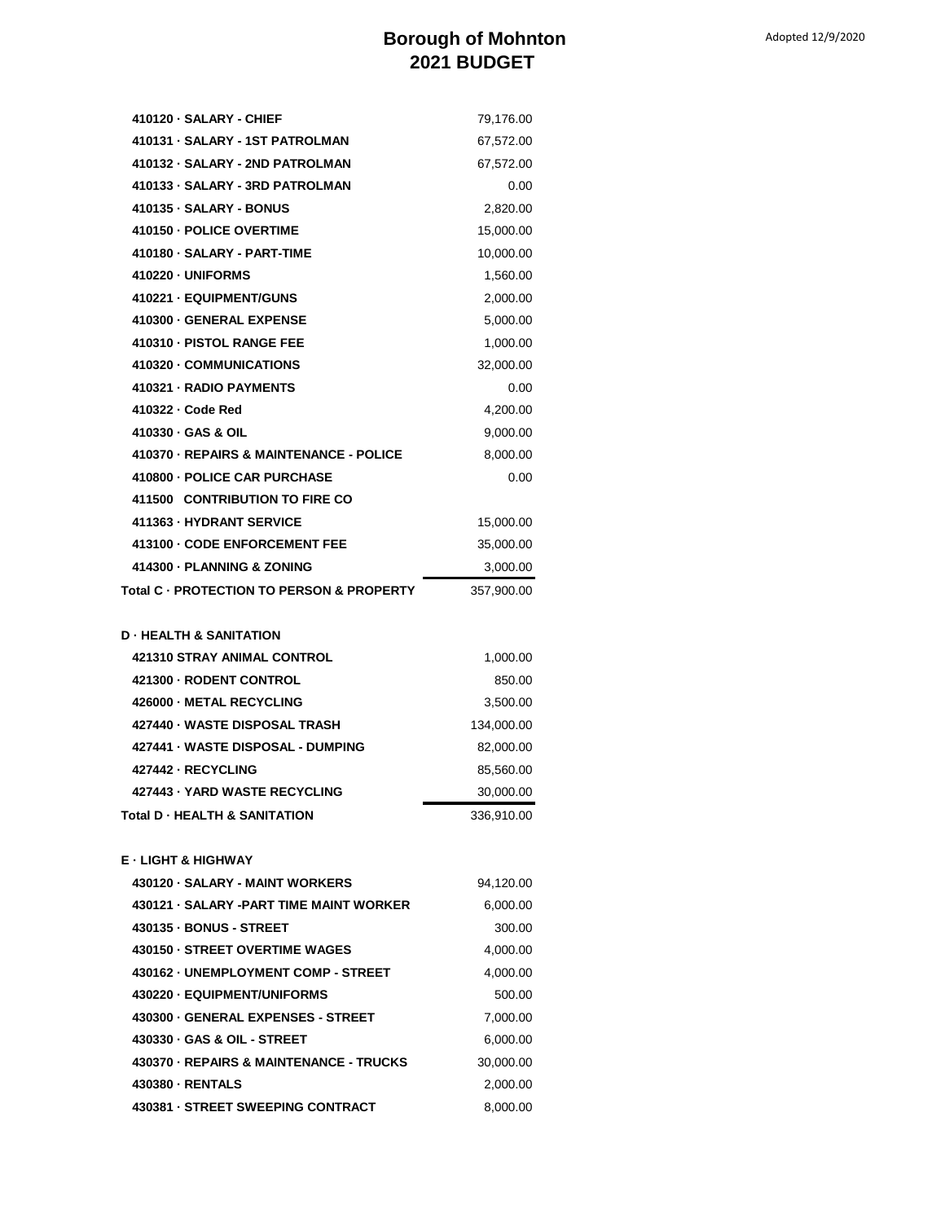# Borough of Mohnton
## 2021 BUDGET

Adopted 12/9/2020

| Account | Amount |
|---|---|
| 410120 · SALARY - CHIEF | 79,176.00 |
| 410131 · SALARY - 1ST PATROLMAN | 67,572.00 |
| 410132 · SALARY - 2ND PATROLMAN | 67,572.00 |
| 410133 · SALARY - 3RD PATROLMAN | 0.00 |
| 410135 · SALARY - BONUS | 2,820.00 |
| 410150 · POLICE OVERTIME | 15,000.00 |
| 410180 · SALARY - PART-TIME | 10,000.00 |
| 410220 · UNIFORMS | 1,560.00 |
| 410221 · EQUIPMENT/GUNS | 2,000.00 |
| 410300 · GENERAL EXPENSE | 5,000.00 |
| 410310 · PISTOL RANGE FEE | 1,000.00 |
| 410320 · COMMUNICATIONS | 32,000.00 |
| 410321 · RADIO PAYMENTS | 0.00 |
| 410322 · Code Red | 4,200.00 |
| 410330 · GAS & OIL | 9,000.00 |
| 410370 · REPAIRS & MAINTENANCE - POLICE | 8,000.00 |
| 410800 · POLICE CAR PURCHASE | 0.00 |
| 411500 CONTRIBUTION TO FIRE CO | |
| 411363 · HYDRANT SERVICE | 15,000.00 |
| 413100 · CODE ENFORCEMENT FEE | 35,000.00 |
| 414300 · PLANNING & ZONING | 3,000.00 |
| **Total C · PROTECTION TO PERSON & PROPERTY** | 357,900.00 |
| | |
| **D · HEALTH & SANITATION** | |
| 421310 STRAY ANIMAL CONTROL | 1,000.00 |
| 421300 · RODENT CONTROL | 850.00 |
| 426000 · METAL RECYCLING | 3,500.00 |
| 427440 · WASTE DISPOSAL TRASH | 134,000.00 |
| 427441 · WASTE DISPOSAL - DUMPING | 82,000.00 |
| 427442 · RECYCLING | 85,560.00 |
| 427443 · YARD WASTE RECYCLING | 30,000.00 |
| **Total D · HEALTH & SANITATION** | 336,910.00 |
| | |
| **E · LIGHT & HIGHWAY** | |
| 430120 · SALARY - MAINT WORKERS | 94,120.00 |
| 430121 · SALARY -PART TIME MAINT WORKER | 6,000.00 |
| 430135 · BONUS - STREET | 300.00 |
| 430150 · STREET OVERTIME WAGES | 4,000.00 |
| 430162 · UNEMPLOYMENT COMP - STREET | 4,000.00 |
| 430220 · EQUIPMENT/UNIFORMS | 500.00 |
| 430300 · GENERAL EXPENSES - STREET | 7,000.00 |
| 430330 · GAS & OIL - STREET | 6,000.00 |
| 430370 · REPAIRS & MAINTENANCE - TRUCKS | 30,000.00 |
| 430380 · RENTALS | 2,000.00 |
| 430381 · STREET SWEEPING CONTRACT | 8,000.00 |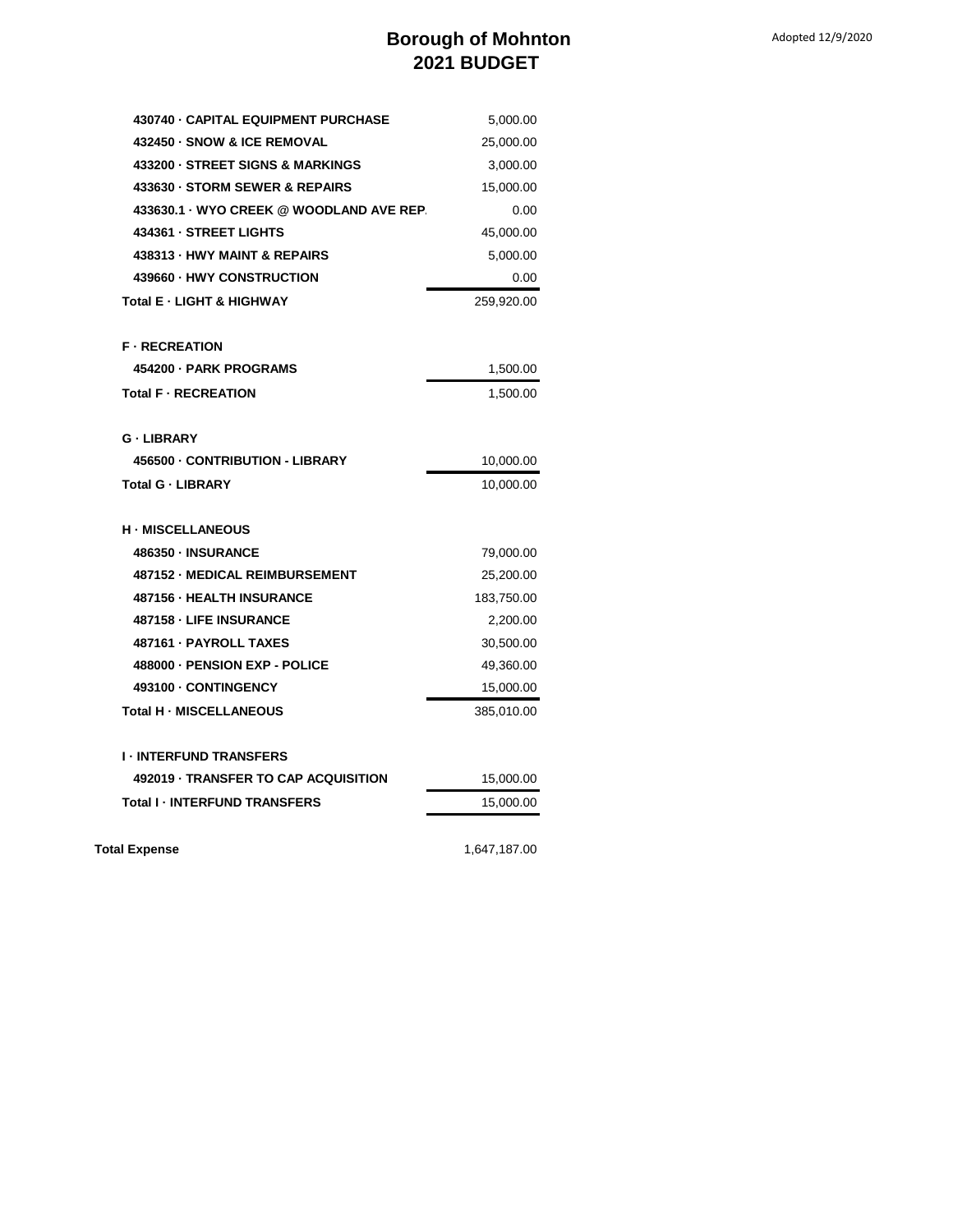# Borough of Mohnton
# 2021 BUDGET

Adopted 12/9/2020

| | |
|---|---|
| 430740 · CAPITAL EQUIPMENT PURCHASE | 5,000.00 |
| 432450 · SNOW & ICE REMOVAL | 25,000.00 |
| 433200 · STREET SIGNS & MARKINGS | 3,000.00 |
| 433630 · STORM SEWER & REPAIRS | 15,000.00 |
| 433630.1 · WYO CREEK @ WOODLAND AVE REP. | 0.00 |
| 434361 · STREET LIGHTS | 45,000.00 |
| 438313 · HWY MAINT & REPAIRS | 5,000.00 |
| 439660 · HWY CONSTRUCTION | 0.00 |
| **Total E · LIGHT & HIGHWAY** | 259,920.00 |
| **F · RECREATION** | |
| 454200 · PARK PROGRAMS | 1,500.00 |
| **Total F · RECREATION** | 1,500.00 |
| **G · LIBRARY** | |
| 456500 · CONTRIBUTION - LIBRARY | 10,000.00 |
| **Total G · LIBRARY** | 10,000.00 |
| **H · MISCELLANEOUS** | |
| 486350 · INSURANCE | 79,000.00 |
| 487152 · MEDICAL REIMBURSEMENT | 25,200.00 |
| 487156 · HEALTH INSURANCE | 183,750.00 |
| 487158 · LIFE INSURANCE | 2,200.00 |
| 487161 · PAYROLL TAXES | 30,500.00 |
| 488000 · PENSION EXP - POLICE | 49,360.00 |
| 493100 · CONTINGENCY | 15,000.00 |
| **Total H · MISCELLANEOUS** | 385,010.00 |
| **I · INTERFUND TRANSFERS** | |
| 492019 · TRANSFER TO CAP ACQUISITION | 15,000.00 |
| **Total I · INTERFUND TRANSFERS** | 15,000.00 |
| **Total Expense** | 1,647,187.00 |